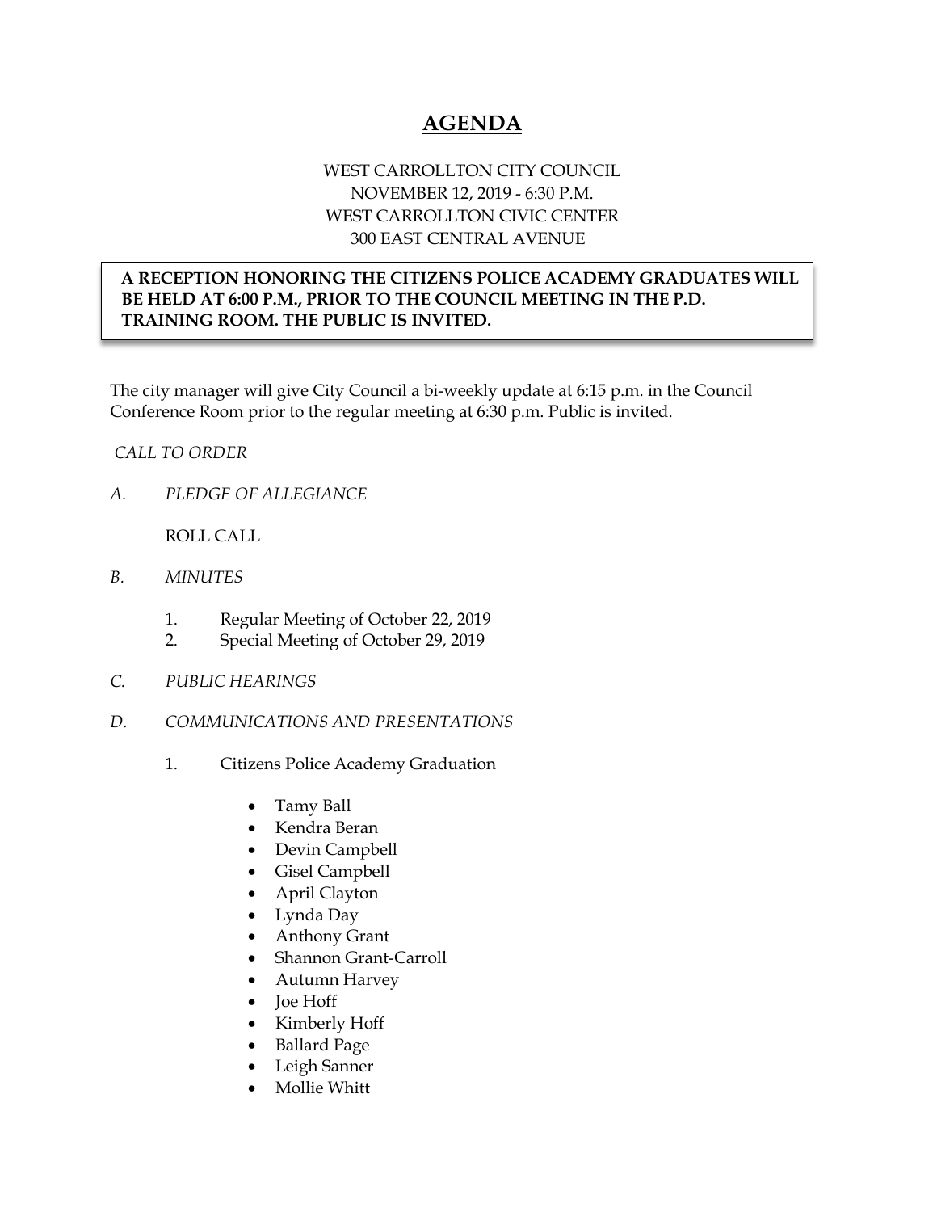# AGENDA

WEST CARROLLTON CITY COUNCIL
NOVEMBER 12, 2019 - 6:30 P.M.
WEST CARROLLTON CIVIC CENTER
300 EAST CENTRAL AVENUE

**A RECEPTION HONORING THE CITIZENS POLICE ACADEMY GRADUATES WILL BE HELD AT 6:00 P.M., PRIOR TO THE COUNCIL MEETING IN THE P.D. TRAINING ROOM. THE PUBLIC IS INVITED.**

The city manager will give City Council a bi-weekly update at 6:15 p.m. in the Council Conference Room prior to the regular meeting at 6:30 p.m. Public is invited.

*CALL TO ORDER*

*A. PLEDGE OF ALLEGIANCE*

ROLL CALL

*B. MINUTES*

1. Regular Meeting of October 22, 2019
2. Special Meeting of October 29, 2019

*C. PUBLIC HEARINGS*

*D. COMMUNICATIONS AND PRESENTATIONS*

1. Citizens Police Academy Graduation

    - Tamy Ball
    - Kendra Beran
    - Devin Campbell
    - Gisel Campbell
    - April Clayton
    - Lynda Day
    - Anthony Grant
    - Shannon Grant-Carroll
    - Autumn Harvey
    - Joe Hoff
    - Kimberly Hoff
    - Ballard Page
    - Leigh Sanner
    - Mollie Whitt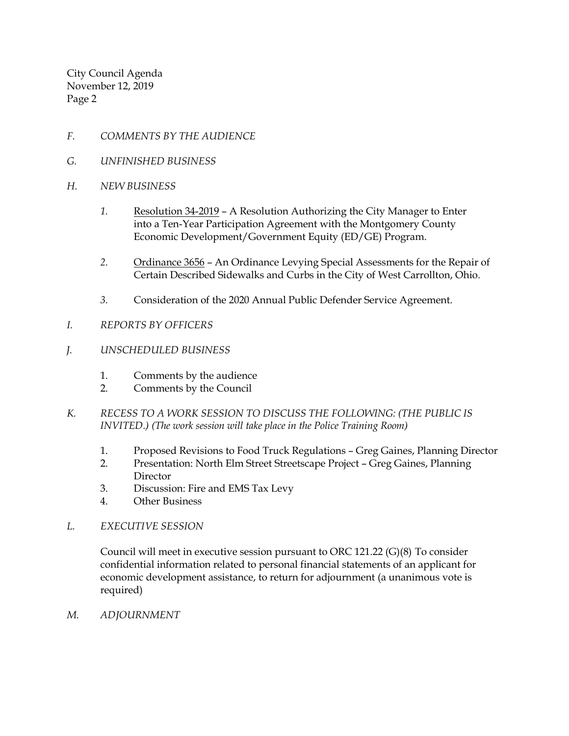*F. COMMENTS BY THE AUDIENCE*

*G. UNFINISHED BUSINESS*

*H. NEW BUSINESS*

1. Resolution 34-2019 – A Resolution Authorizing the City Manager to Enter into a Ten-Year Participation Agreement with the Montgomery County Economic Development/Government Equity (ED/GE) Program.

2. Ordinance 3656 – An Ordinance Levying Special Assessments for the Repair of Certain Described Sidewalks and Curbs in the City of West Carrollton, Ohio.

3. Consideration of the 2020 Annual Public Defender Service Agreement.

*I. REPORTS BY OFFICERS*

*J. UNSCHEDULED BUSINESS*

1. Comments by the audience
2. Comments by the Council

*K. RECESS TO A WORK SESSION TO DISCUSS THE FOLLOWING: (THE PUBLIC IS INVITED.) (The work session will take place in the Police Training Room)*

1. Proposed Revisions to Food Truck Regulations – Greg Gaines, Planning Director
2. Presentation: North Elm Street Streetscape Project – Greg Gaines, Planning Director
3. Discussion: Fire and EMS Tax Levy
4. Other Business

*L. EXECUTIVE SESSION*

Council will meet in executive session pursuant to ORC 121.22 (G)(8) To consider confidential information related to personal financial statements of an applicant for economic development assistance, to return for adjournment (a unanimous vote is required)

*M. ADJOURNMENT*